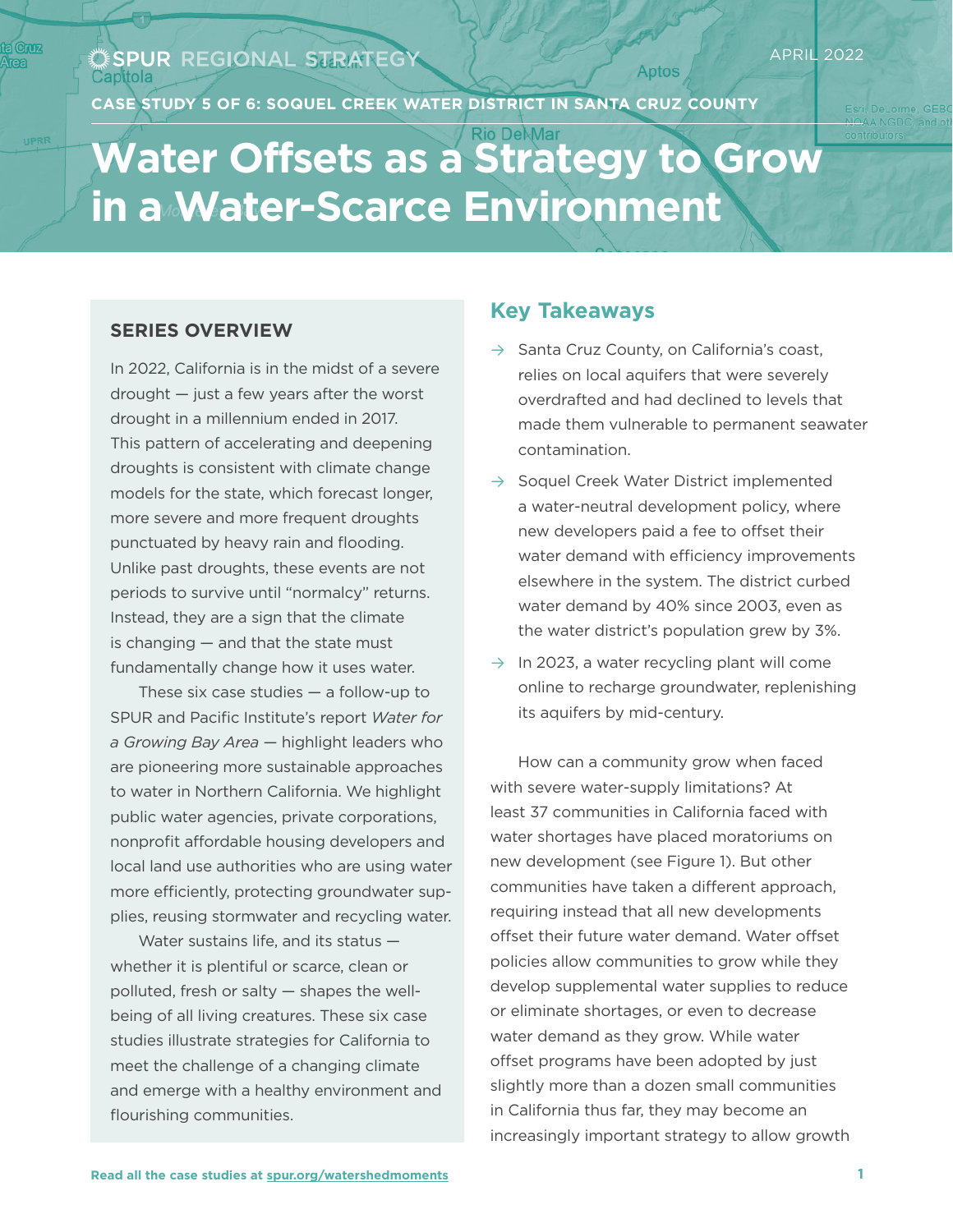SPUR REGIONAL STRATEGY

APRIL 2022

CASE STUDY 5 OF 6: SOQUEL CREEK WATER DISTRICT IN SANTA CRUZ COUNTY

# Water Offsets as a Strategy to Grow in a Water-Scarce Environment

## SERIES OVERVIEW

In 2022, California is in the midst of a severe drought — just a few years after the worst drought in a millennium ended in 2017. This pattern of accelerating and deepening droughts is consistent with climate change models for the state, which forecast longer, more severe and more frequent droughts punctuated by heavy rain and flooding. Unlike past droughts, these events are not periods to survive until "normalcy" returns. Instead, they are a sign that the climate is changing — and that the state must fundamentally change how it uses water.

These six case studies — a follow-up to SPUR and Pacific Institute's report *Water for a Growing Bay Area* — highlight leaders who are pioneering more sustainable approaches to water in Northern California. We highlight public water agencies, private corporations, nonprofit affordable housing developers and local land use authorities who are using water more efficiently, protecting groundwater supplies, reusing stormwater and recycling water.

Water sustains life, and its status — whether it is plentiful or scarce, clean or polluted, fresh or salty — shapes the well-being of all living creatures. These six case studies illustrate strategies for California to meet the challenge of a changing climate and emerge with a healthy environment and flourishing communities.

## Key Takeaways

- Santa Cruz County, on California's coast, relies on local aquifers that were severely overdrafted and had declined to levels that made them vulnerable to permanent seawater contamination.
- Soquel Creek Water District implemented a water-neutral development policy, where new developers paid a fee to offset their water demand with efficiency improvements elsewhere in the system. The district curbed water demand by 40% since 2003, even as the water district's population grew by 3%.
- In 2023, a water recycling plant will come online to recharge groundwater, replenishing its aquifers by mid-century.

How can a community grow when faced with severe water-supply limitations? At least 37 communities in California faced with water shortages have placed moratoriums on new development (see Figure 1). But other communities have taken a different approach, requiring instead that all new developments offset their future water demand. Water offset policies allow communities to grow while they develop supplemental water supplies to reduce or eliminate shortages, or even to decrease water demand as they grow. While water offset programs have been adopted by just slightly more than a dozen small communities in California thus far, they may become an increasingly important strategy to allow growth

Read all the case studies at spur.org/watershedmoments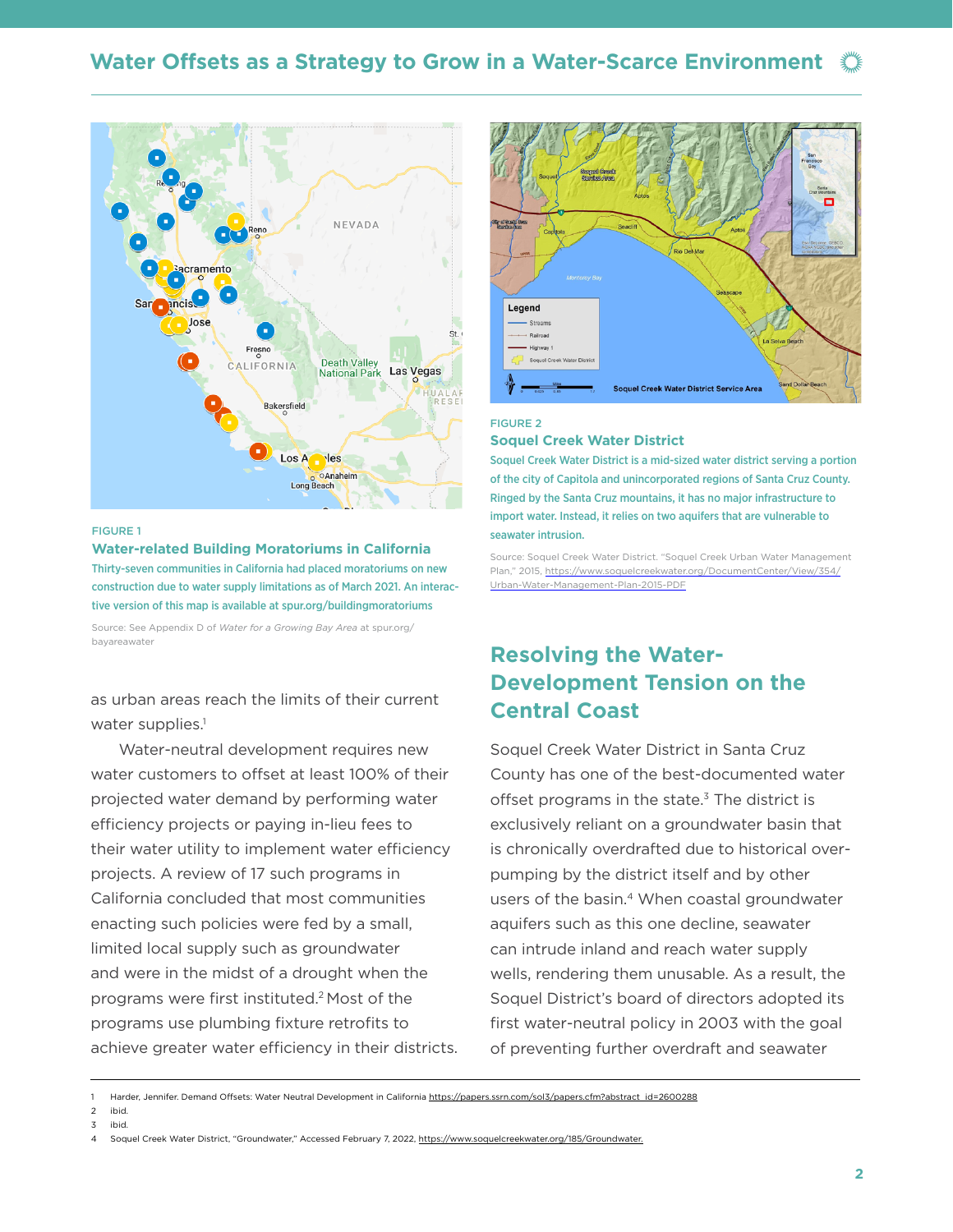FIGURE 1

**Water-related Building Moratoriums in California**

Thirty-seven communities in California had placed moratoriums on new construction due to water supply limitations as of March 2021. An interactive version of this map is available at spur.org/buildingmoratoriums

Source: See Appendix D of *Water for a Growing Bay Area* at spur.org/bayareawater

as urban areas reach the limits of their current water supplies.[1]

Water-neutral development requires new water customers to offset at least 100% of their projected water demand by performing water efficiency projects or paying in-lieu fees to their water utility to implement water efficiency projects. A review of 17 such programs in California concluded that most communities enacting such policies were fed by a small, limited local supply such as groundwater and were in the midst of a drought when the programs were first instituted.[2] Most of the programs use plumbing fixture retrofits to achieve greater water efficiency in their districts.

FIGURE 2

**Soquel Creek Water District**

Soquel Creek Water District is a mid-sized water district serving a portion of the city of Capitola and unincorporated regions of Santa Cruz County. Ringed by the Santa Cruz mountains, it has no major infrastructure to import water. Instead, it relies on two aquifers that are vulnerable to seawater intrusion.

Source: Soquel Creek Water District. "Soquel Creek Urban Water Management Plan," 2015, https://www.soquelcreekwater.org/DocumentCenter/View/354/Urban-Water-Management-Plan-2015-PDF

## Resolving the Water-Development Tension on the Central Coast

Soquel Creek Water District in Santa Cruz County has one of the best-documented water offset programs in the state.[3] The district is exclusively reliant on a groundwater basin that is chronically overdrafted due to historical over-pumping by the district itself and by other users of the basin.[4] When coastal groundwater aquifers such as this one decline, seawater can intrude inland and reach water supply wells, rendering them unusable. As a result, the Soquel District's board of directors adopted its first water-neutral policy in 2003 with the goal of preventing further overdraft and seawater

---

1 Harder, Jennifer. Demand Offsets: Water Neutral Development in California https://papers.ssrn.com/sol3/papers.cfm?abstract_id=2600288

2 ibid.

3 ibid.

4 Soquel Creek Water District, "Groundwater," Accessed February 7, 2022, https://www.soquelcreekwater.org/185/Groundwater.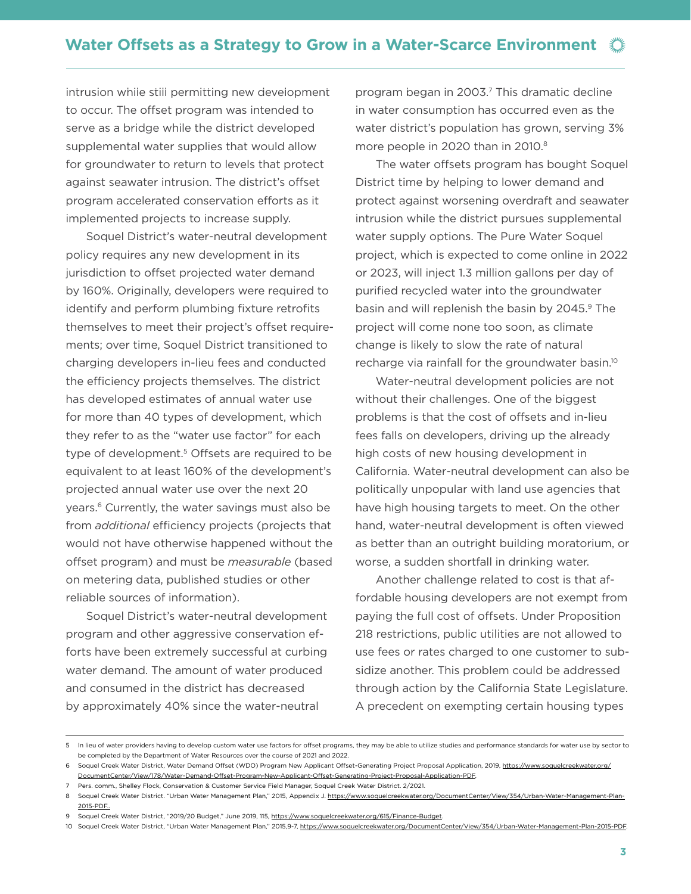intrusion while still permitting new development to occur. The offset program was intended to serve as a bridge while the district developed supplemental water supplies that would allow for groundwater to return to levels that protect against seawater intrusion. The district's offset program accelerated conservation efforts as it implemented projects to increase supply.

Soquel District's water-neutral development policy requires any new development in its jurisdiction to offset projected water demand by 160%. Originally, developers were required to identify and perform plumbing fixture retrofits themselves to meet their project's offset requirements; over time, Soquel District transitioned to charging developers in-lieu fees and conducted the efficiency projects themselves. The district has developed estimates of annual water use for more than 40 types of development, which they refer to as the "water use factor" for each type of development.[5] Offsets are required to be equivalent to at least 160% of the development's projected annual water use over the next 20 years.[6] Currently, the water savings must also be from *additional* efficiency projects (projects that would not have otherwise happened without the offset program) and must be *measurable* (based on metering data, published studies or other reliable sources of information).

Soquel District's water-neutral development program and other aggressive conservation efforts have been extremely successful at curbing water demand. The amount of water produced and consumed in the district has decreased by approximately 40% since the water-neutral program began in 2003.[7] This dramatic decline in water consumption has occurred even as the water district's population has grown, serving 3% more people in 2020 than in 2010.[8]

The water offsets program has bought Soquel District time by helping to lower demand and protect against worsening overdraft and seawater intrusion while the district pursues supplemental water supply options. The Pure Water Soquel project, which is expected to come online in 2022 or 2023, will inject 1.3 million gallons per day of purified recycled water into the groundwater basin and will replenish the basin by 2045.[9] The project will come none too soon, as climate change is likely to slow the rate of natural recharge via rainfall for the groundwater basin.[10]

Water-neutral development policies are not without their challenges. One of the biggest problems is that the cost of offsets and in-lieu fees falls on developers, driving up the already high costs of new housing development in California. Water-neutral development can also be politically unpopular with land use agencies that have high housing targets to meet. On the other hand, water-neutral development is often viewed as better than an outright building moratorium, or worse, a sudden shortfall in drinking water.

Another challenge related to cost is that affordable housing developers are not exempt from paying the full cost of offsets. Under Proposition 218 restrictions, public utilities are not allowed to use fees or rates charged to one customer to subsidize another. This problem could be addressed through action by the California State Legislature. A precedent on exempting certain housing types

---

5 In lieu of water providers having to develop custom water use factors for offset programs, they may be able to utilize studies and performance standards for water use by sector to be completed by the Department of Water Resources over the course of 2021 and 2022.

6 Soquel Creek Water District, Water Demand Offset (WDO) Program New Applicant Offset-Generating Project Proposal Application, 2019, https://www.soquelcreekwater.org/DocumentCenter/View/178/Water-Demand-Offset-Program-New-Applicant-Offset-Generating-Project-Proposal-Application-PDF.

7 Pers. comm., Shelley Flock, Conservation & Customer Service Field Manager, Soquel Creek Water District. 2/2021.

8 Soquel Creek Water District. "Urban Water Management Plan," 2015, Appendix J. https://www.soquelcreekwater.org/DocumentCenter/View/354/Urban-Water-Management-Plan-2015-PDF..

9 Soquel Creek Water District, "2019/20 Budget," June 2019, 115. https://www.soquelcreekwater.org/615/Finance-Budget.

10 Soquel Creek Water District, "Urban Water Management Plan," 2015,9-7, https://www.soquelcreekwater.org/DocumentCenter/View/354/Urban-Water-Management-Plan-2015-PDF.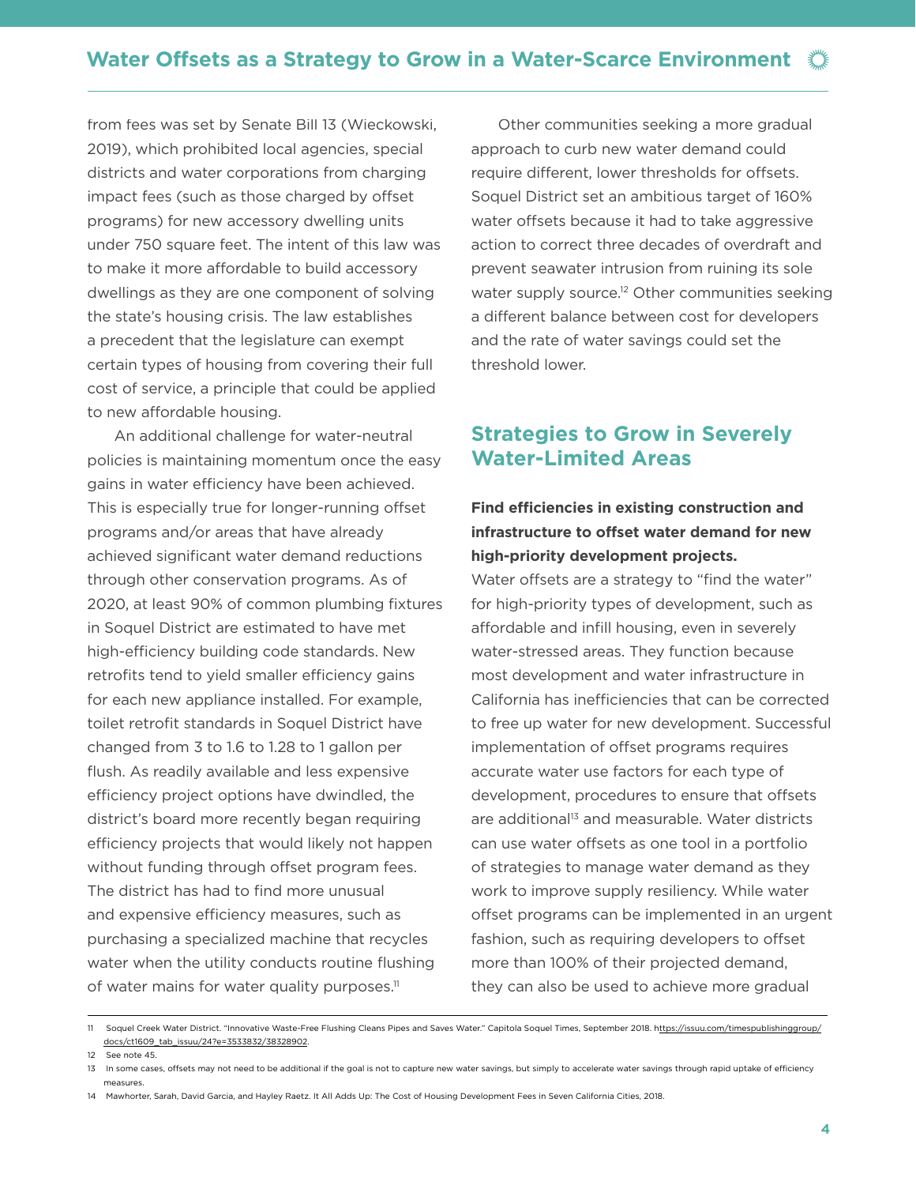from fees was set by Senate Bill 13 (Wieckowski, 2019), which prohibited local agencies, special districts and water corporations from charging impact fees (such as those charged by offset programs) for new accessory dwelling units under 750 square feet. The intent of this law was to make it more affordable to build accessory dwellings as they are one component of solving the state's housing crisis. The law establishes a precedent that the legislature can exempt certain types of housing from covering their full cost of service, a principle that could be applied to new affordable housing.

An additional challenge for water-neutral policies is maintaining momentum once the easy gains in water efficiency have been achieved. This is especially true for longer-running offset programs and/or areas that have already achieved significant water demand reductions through other conservation programs. As of 2020, at least 90% of common plumbing fixtures in Soquel District are estimated to have met high-efficiency building code standards. New retrofits tend to yield smaller efficiency gains for each new appliance installed. For example, toilet retrofit standards in Soquel District have changed from 3 to 1.6 to 1.28 to 1 gallon per flush. As readily available and less expensive efficiency project options have dwindled, the district's board more recently began requiring efficiency projects that would likely not happen without funding through offset program fees. The district has had to find more unusual and expensive efficiency measures, such as purchasing a specialized machine that recycles water when the utility conducts routine flushing of water mains for water quality purposes.[11]

Other communities seeking a more gradual approach to curb new water demand could require different, lower thresholds for offsets. Soquel District set an ambitious target of 160% water offsets because it had to take aggressive action to correct three decades of overdraft and prevent seawater intrusion from ruining its sole water supply source.[12] Other communities seeking a different balance between cost for developers and the rate of water savings could set the threshold lower.

## Strategies to Grow in Severely Water-Limited Areas

**Find efficiencies in existing construction and infrastructure to offset water demand for new high-priority development projects.**

Water offsets are a strategy to "find the water" for high-priority types of development, such as affordable and infill housing, even in severely water-stressed areas. They function because most development and water infrastructure in California has inefficiencies that can be corrected to free up water for new development. Successful implementation of offset programs requires accurate water use factors for each type of development, procedures to ensure that offsets are additional[13] and measurable. Water districts can use water offsets as one tool in a portfolio of strategies to manage water demand as they work to improve supply resiliency. While water offset programs can be implemented in an urgent fashion, such as requiring developers to offset more than 100% of their projected demand, they can also be used to achieve more gradual

---

11 Soquel Creek Water District. "Innovative Waste-Free Flushing Cleans Pipes and Saves Water." Capitola Soquel Times, September 2018. https://issuu.com/timespublishinggroup/docs/ct1609_tab_issuu/24?e=3533832/38328902.

12 See note 45.

13 In some cases, offsets may not need to be additional if the goal is not to capture new water savings, but simply to accelerate water savings through rapid uptake of efficiency measures.

14 Mawhorter, Sarah, David Garcia, and Hayley Raetz. It All Adds Up: The Cost of Housing Development Fees in Seven California Cities, 2018.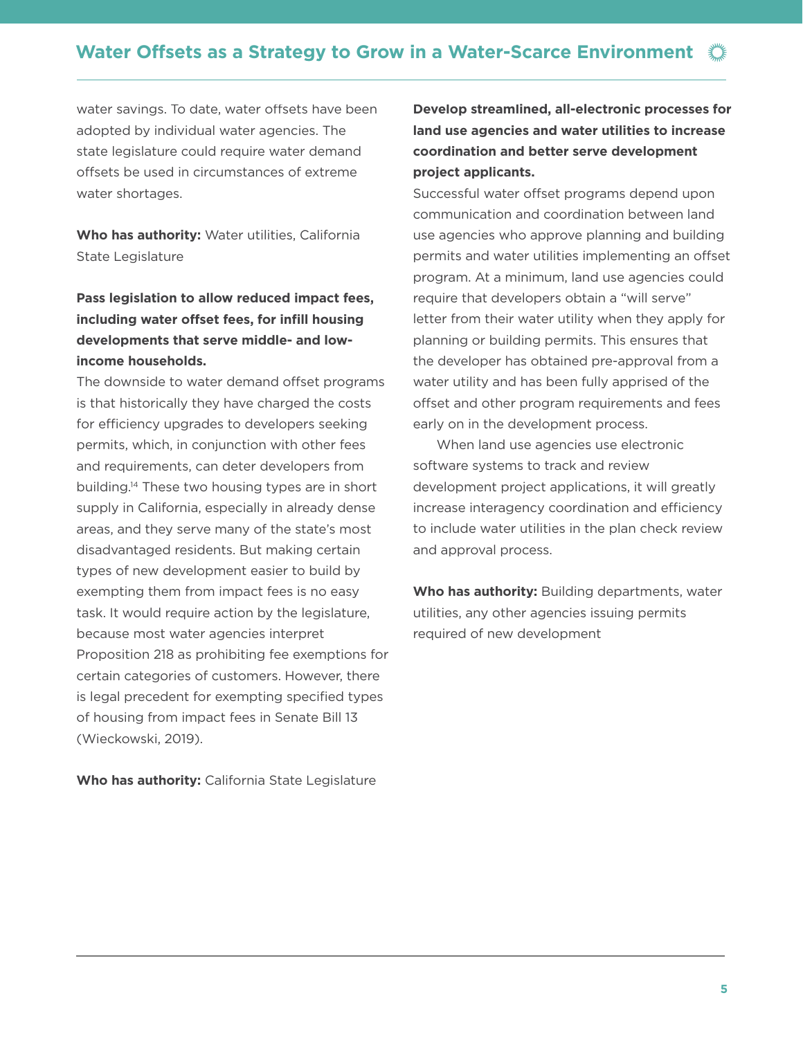water savings. To date, water offsets have been adopted by individual water agencies. The state legislature could require water demand offsets be used in circumstances of extreme water shortages.

**Who has authority:** Water utilities, California State Legislature

**Pass legislation to allow reduced impact fees, including water offset fees, for infill housing developments that serve middle- and low-income households.**

The downside to water demand offset programs is that historically they have charged the costs for efficiency upgrades to developers seeking permits, which, in conjunction with other fees and requirements, can deter developers from building.[14] These two housing types are in short supply in California, especially in already dense areas, and they serve many of the state's most disadvantaged residents. But making certain types of new development easier to build by exempting them from impact fees is no easy task. It would require action by the legislature, because most water agencies interpret Proposition 218 as prohibiting fee exemptions for certain categories of customers. However, there is legal precedent for exempting specified types of housing from impact fees in Senate Bill 13 (Wieckowski, 2019).

**Who has authority:** California State Legislature

**Develop streamlined, all-electronic processes for land use agencies and water utilities to increase coordination and better serve development project applicants.**

Successful water offset programs depend upon communication and coordination between land use agencies who approve planning and building permits and water utilities implementing an offset program. At a minimum, land use agencies could require that developers obtain a "will serve" letter from their water utility when they apply for planning or building permits. This ensures that the developer has obtained pre-approval from a water utility and has been fully apprised of the offset and other program requirements and fees early on in the development process.

When land use agencies use electronic software systems to track and review development project applications, it will greatly increase interagency coordination and efficiency to include water utilities in the plan check review and approval process.

**Who has authority:** Building departments, water utilities, any other agencies issuing permits required of new development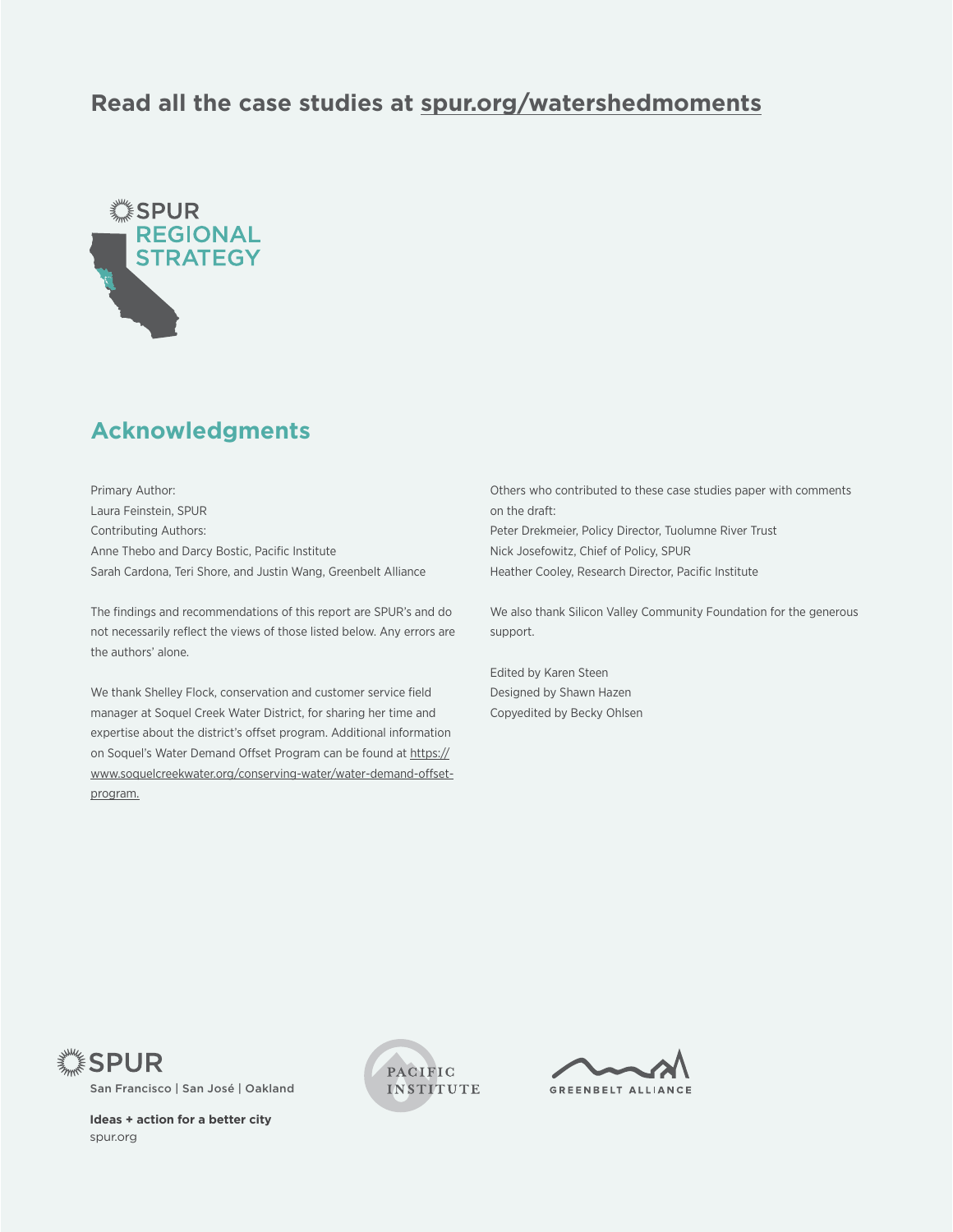**Read all the case studies at spur.org/watershedmoments**

SPUR
REGIONAL
STRATEGY

## Acknowledgments

Primary Author:
Laura Feinstein, SPUR
Contributing Authors:
Anne Thebo and Darcy Bostic, Pacific Institute
Sarah Cardona, Teri Shore, and Justin Wang, Greenbelt Alliance

The findings and recommendations of this report are SPUR's and do not necessarily reflect the views of those listed below. Any errors are the authors' alone.

We thank Shelley Flock, conservation and customer service field manager at Soquel Creek Water District, for sharing her time and expertise about the district's offset program. Additional information on Soquel's Water Demand Offset Program can be found at https://www.soquelcreekwater.org/conserving-water/water-demand-offset-program.

Others who contributed to these case studies paper with comments on the draft:
Peter Drekmeier, Policy Director, Tuolumne River Trust
Nick Josefowitz, Chief of Policy, SPUR
Heather Cooley, Research Director, Pacific Institute

We also thank Silicon Valley Community Foundation for the generous support.

Edited by Karen Steen
Designed by Shawn Hazen
Copyedited by Becky Ohlsen

SPUR
San Francisco | San José | Oakland

**Ideas + action for a better city**
spur.org

PACIFIC INSTITUTE

GREENBELT ALLIANCE